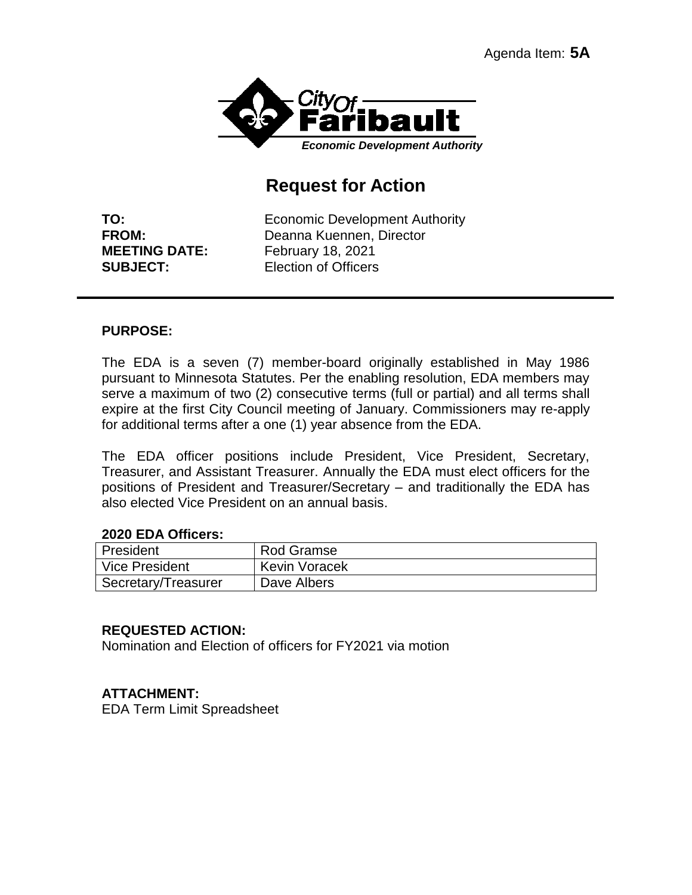Agenda Item: **5A**

City Of Faribault
*Economic Development Authority*

# Request for Action

**TO:** Economic Development Authority
**FROM:** Deanna Kuennen, Director
**MEETING DATE:** February 18, 2021
**SUBJECT:** Election of Officers

---

**PURPOSE:**

The EDA is a seven (7) member-board originally established in May 1986 pursuant to Minnesota Statutes. Per the enabling resolution, EDA members may serve a maximum of two (2) consecutive terms (full or partial) and all terms shall expire at the first City Council meeting of January. Commissioners may re-apply for additional terms after a one (1) year absence from the EDA.

The EDA officer positions include President, Vice President, Secretary, Treasurer, and Assistant Treasurer. Annually the EDA must elect officers for the positions of President and Treasurer/Secretary – and traditionally the EDA has also elected Vice President on an annual basis.

**2020 EDA Officers:**

| Position | Name |
|---|---|
| President | Rod Gramse |
| Vice President | Kevin Voracek |
| Secretary/Treasurer | Dave Albers |

**REQUESTED ACTION:**
Nomination and Election of officers for FY2021 via motion

**ATTACHMENT:**
EDA Term Limit Spreadsheet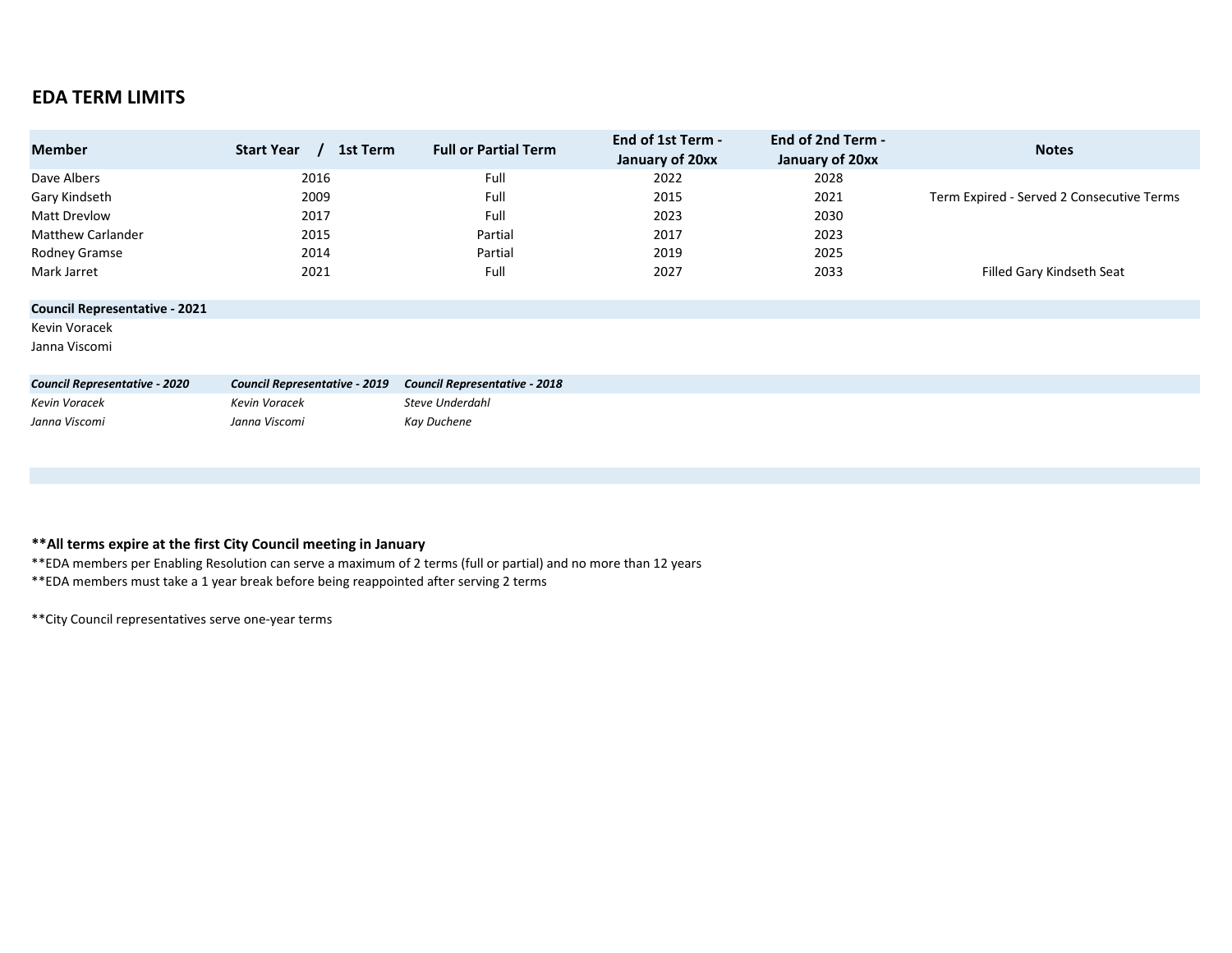## EDA TERM LIMITS

| Member | Start Year / 1st Term | Full or Partial Term | End of 1st Term - January of 20xx | End of 2nd Term - January of 20xx | Notes |
|---|---|---|---|---|---|
| Dave Albers | 2016 | Full | 2022 | 2028 | |
| Gary Kindseth | 2009 | Full | 2015 | 2021 | Term Expired - Served 2 Consecutive Terms |
| Matt Drevlow | 2017 | Full | 2023 | 2030 | |
| Matthew Carlander | 2015 | Partial | 2017 | 2023 | |
| Rodney Gramse | 2014 | Partial | 2019 | 2025 | |
| Mark Jarret | 2021 | Full | 2027 | 2033 | Filled Gary Kindseth Seat |

**Council Representative - 2021**

Kevin Voracek
Janna Viscomi

| ***Council Representative - 2020*** | ***Council Representative - 2019*** | ***Council Representative - 2018*** |
|---|---|---|
| *Kevin Voracek* | *Kevin Voracek* | *Steve Underdahl* |
| *Janna Viscomi* | *Janna Viscomi* | *Kay Duchene* |

**\*\*All terms expire at the first City Council meeting in January**

**EDA members per Enabling Resolution can serve a maximum of 2 terms (full or partial) and no more than 12 years

**EDA members must take a 1 year break before being reappointed after serving 2 terms

**City Council representatives serve one-year terms